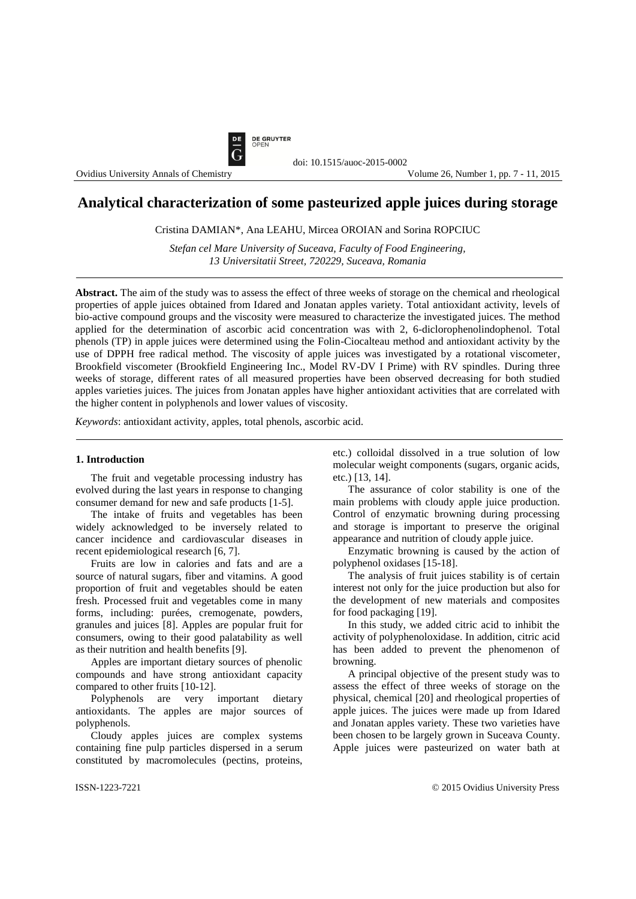# Analytical characterization of some pasteurized apple juices during storage

Cristina DAMIAN*, Ana LEAHU, Mircea OROIAN and Sorina ROPCIUC

*Stefan cel Mare University of Suceava, Faculty of Food Engineering, 13 Universitatii Street, 720229, Suceava, Romania*

**Abstract.** The aim of the study was to assess the effect of three weeks of storage on the chemical and rheological properties of apple juices obtained from Idared and Jonatan apples variety. Total antioxidant activity, levels of bio-active compound groups and the viscosity were measured to characterize the investigated juices. The method applied for the determination of ascorbic acid concentration was with 2, 6-diclorophenolindophenol. Total phenols (TP) in apple juices were determined using the Folin-Ciocalteau method and antioxidant activity by the use of DPPH free radical method. The viscosity of apple juices was investigated by a rotational viscometer, Brookfield viscometer (Brookfield Engineering Inc., Model RV-DV I Prime) with RV spindles. During three weeks of storage, different rates of all measured properties have been observed decreasing for both studied apples varieties juices. The juices from Jonatan apples have higher antioxidant activities that are correlated with the higher content in polyphenols and lower values of viscosity.

*Keywords*: antioxidant activity, apples, total phenols, ascorbic acid.

## 1. Introduction

The fruit and vegetable processing industry has evolved during the last years in response to changing consumer demand for new and safe products [1-5].

The intake of fruits and vegetables has been widely acknowledged to be inversely related to cancer incidence and cardiovascular diseases in recent epidemiological research [6, 7].

Fruits are low in calories and fats and are a source of natural sugars, fiber and vitamins. A good proportion of fruit and vegetables should be eaten fresh. Processed fruit and vegetables come in many forms, including: purées, cremogenate, powders, granules and juices [8]. Apples are popular fruit for consumers, owing to their good palatability as well as their nutrition and health benefits [9].

Apples are important dietary sources of phenolic compounds and have strong antioxidant capacity compared to other fruits [10-12].

Polyphenols are very important dietary antioxidants. The apples are major sources of polyphenols.

Cloudy apples juices are complex systems containing fine pulp particles dispersed in a serum constituted by macromolecules (pectins, proteins, etc.) colloidal dissolved in a true solution of low molecular weight components (sugars, organic acids, etc.) [13, 14].

The assurance of color stability is one of the main problems with cloudy apple juice production. Control of enzymatic browning during processing and storage is important to preserve the original appearance and nutrition of cloudy apple juice.

Enzymatic browning is caused by the action of polyphenol oxidases [15-18].

The analysis of fruit juices stability is of certain interest not only for the juice production but also for the development of new materials and composites for food packaging [19].

In this study, we added citric acid to inhibit the activity of polyphenoloxidase. In addition, citric acid has been added to prevent the phenomenon of browning.

A principal objective of the present study was to assess the effect of three weeks of storage on the physical, chemical [20] and rheological properties of apple juices. The juices were made up from Idared and Jonatan apples variety. These two varieties have been chosen to be largely grown in Suceava County. Apple juices were pasteurized on water bath at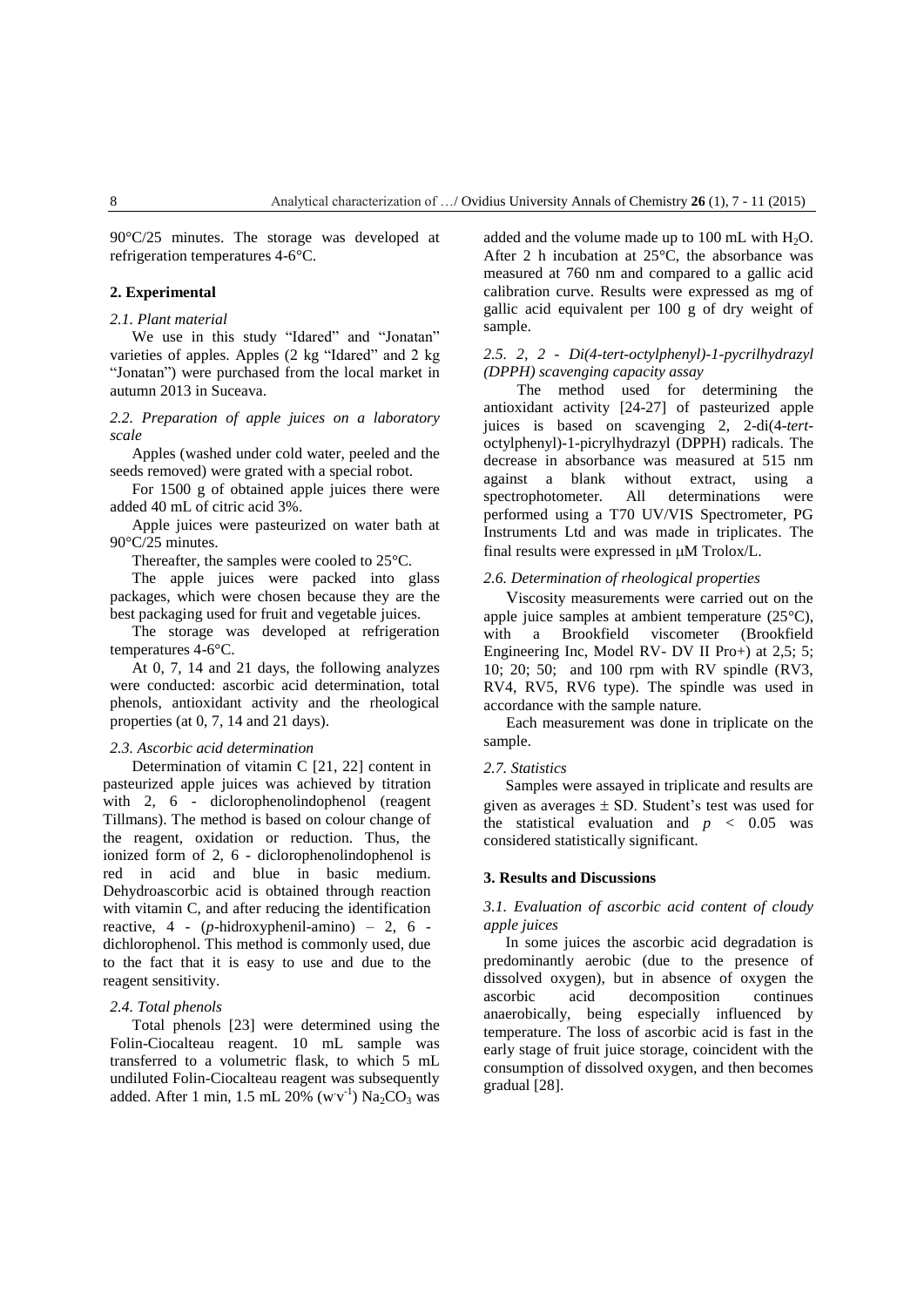90°C/25 minutes. The storage was developed at refrigeration temperatures 4-6°C.

## 2. Experimental

### *2.1. Plant material*

We use in this study "Idared" and "Jonatan" varieties of apples. Apples (2 kg "Idared" and 2 kg "Jonatan") were purchased from the local market in autumn 2013 in Suceava.

### *2.2. Preparation of apple juices on a laboratory scale*

Apples (washed under cold water, peeled and the seeds removed) were grated with a special robot.

For 1500 g of obtained apple juices there were added 40 mL of citric acid 3%.

Apple juices were pasteurized on water bath at 90°C/25 minutes.

Thereafter, the samples were cooled to 25°C.

The apple juices were packed into glass packages, which were chosen because they are the best packaging used for fruit and vegetable juices.

The storage was developed at refrigeration temperatures 4-6°C.

At 0, 7, 14 and 21 days, the following analyzes were conducted: ascorbic acid determination, total phenols, antioxidant activity and the rheological properties (at 0, 7, 14 and 21 days).

### *2.3. Ascorbic acid determination*

Determination of vitamin C [21, 22] content in pasteurized apple juices was achieved by titration with 2, 6 - diclorophenolindophenol (reagent Tillmans). The method is based on colour change of the reagent, oxidation or reduction. Thus, the ionized form of 2, 6 - diclorophenolindophenol is red in acid and blue in basic medium. Dehydroascorbic acid is obtained through reaction with vitamin C, and after reducing the identification reactive, 4 - (*p*-hidroxyphenil-amino) – 2, 6 - dichlorophenol. This method is commonly used, due to the fact that it is easy to use and due to the reagent sensitivity.

### *2.4. Total phenols*

Total phenols [23] were determined using the Folin-Ciocalteau reagent. 10 mL sample was transferred to a volumetric flask, to which 5 mL undiluted Folin-Ciocalteau reagent was subsequently added. After 1 min, 1.5 mL 20% ($w \cdot v^{-1}$) $Na_2CO_3$ was added and the volume made up to 100 mL with $H_2O$. After 2 h incubation at 25°C, the absorbance was measured at 760 nm and compared to a gallic acid calibration curve. Results were expressed as mg of gallic acid equivalent per 100 g of dry weight of sample.

### *2.5. 2, 2 - Di(4-tert-octylphenyl)-1-pycrilhydrazyl (DPPH) scavenging capacity assay*

The method used for determining the antioxidant activity [24-27] of pasteurized apple juices is based on scavenging 2, 2-di(4-*tert*-octylphenyl)-1-picrylhydrazyl (DPPH) radicals. The decrease in absorbance was measured at 515 nm against a blank without extract, using a spectrophotometer. All determinations were performed using a T70 UV/VIS Spectrometer, PG Instruments Ltd and was made in triplicates. The final results were expressed in μM Trolox/L.

### *2.6. Determination of rheological properties*

Viscosity measurements were carried out on the apple juice samples at ambient temperature (25°C), with a Brookfield viscometer (Brookfield Engineering Inc, Model RV- DV II Pro+) at 2,5; 5; 10; 20; 50; and 100 rpm with RV spindle (RV3, RV4, RV5, RV6 type). The spindle was used in accordance with the sample nature.

Each measurement was done in triplicate on the sample.

### *2.7. Statistics*

Samples were assayed in triplicate and results are given as averages ± SD. Student's test was used for the statistical evaluation and $p < 0.05$ was considered statistically significant.

## 3. Results and Discussions

### *3.1. Evaluation of ascorbic acid content of cloudy apple juices*

In some juices the ascorbic acid degradation is predominantly aerobic (due to the presence of dissolved oxygen), but in absence of oxygen the ascorbic acid decomposition continues anaerobically, being especially influenced by temperature. The loss of ascorbic acid is fast in the early stage of fruit juice storage, coincident with the consumption of dissolved oxygen, and then becomes gradual [28].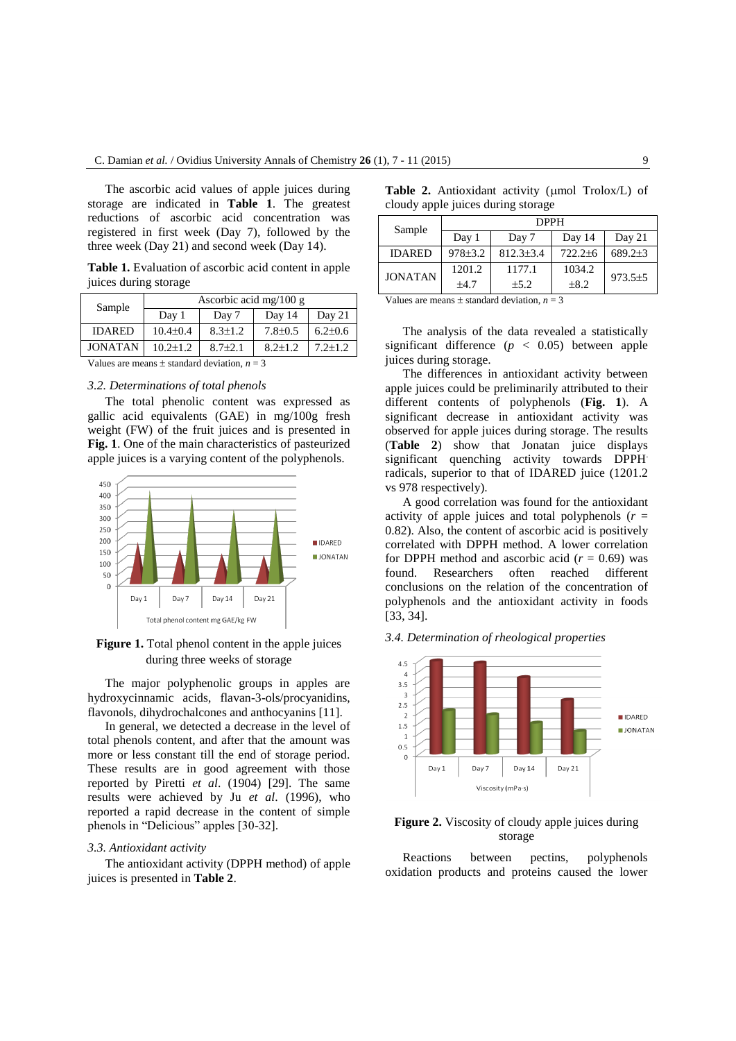The ascorbic acid values of apple juices during storage are indicated in **Table 1**. The greatest reductions of ascorbic acid concentration was registered in first week (Day 7), followed by the three week (Day 21) and second week (Day 14).

**Table 1.** Evaluation of ascorbic acid content in apple juices during storage

| Sample | Ascorbic acid mg/100 g | | | |
|---|---|---|---|---|
| | Day 1 | Day 7 | Day 14 | Day 21 |
| IDARED | 10.4±0.4 | 8.3±1.2 | 7.8±0.5 | 6.2±0.6 |
| JONATAN | 10.2±1.2 | 8.7±2.1 | 8.2±1.2 | 7.2±1.2 |

Values are means ± standard deviation, $n = 3$

### *3.2. Determinations of total phenols*

The total phenolic content was expressed as gallic acid equivalents (GAE) in mg/100g fresh weight (FW) of the fruit juices and is presented in **Fig. 1**. One of the main characteristics of pasteurized apple juices is a varying content of the polyphenols.

**Figure 1.** Total phenol content in the apple juices during three weeks of storage

The major polyphenolic groups in apples are hydroxycinnamic acids, flavan-3-ols/procyanidins, flavonols, dihydrochalcones and anthocyanins [11].

In general, we detected a decrease in the level of total phenols content, and after that the amount was more or less constant till the end of storage period. These results are in good agreement with those reported by Piretti *et al*. (1904) [29]. The same results were achieved by Ju *et al*. (1996), who reported a rapid decrease in the content of simple phenols in "Delicious" apples [30-32].

### *3.3. Antioxidant activity*

The antioxidant activity (DPPH method) of apple juices is presented in **Table 2**.

**Table 2.** Antioxidant activity (μmol Trolox/L) of cloudy apple juices during storage

| Sample | DPPH | | | |
|---|---|---|---|---|
| | Day 1 | Day 7 | Day 14 | Day 21 |
| IDARED | 978±3.2 | 812.3±3.4 | 722.2±6 | 689.2±3 |
| JONATAN | 1201.2 ±4.7 | 1177.1 ±5.2 | 1034.2 ±8.2 | 973.5±5 |

Values are means ± standard deviation, $n = 3$

The analysis of the data revealed a statistically significant difference ($p < 0.05$) between apple juices during storage.

The differences in antioxidant activity between apple juices could be preliminarily attributed to their different contents of polyphenols (**Fig. 1**). A significant decrease in antioxidant activity was observed for apple juices during storage. The results (**Table 2**) show that Jonatan juice displays significant quenching activity towards DPPH$^{\cdot}$ radicals, superior to that of IDARED juice (1201.2 vs 978 respectively).

A good correlation was found for the antioxidant activity of apple juices and total polyphenols ($r = 0.82$). Also, the content of ascorbic acid is positively correlated with DPPH method. A lower correlation for DPPH method and ascorbic acid ($r = 0.69$) was found. Researchers often reached different conclusions on the relation of the concentration of polyphenols and the antioxidant activity in foods [33, 34].

### *3.4. Determination of rheological properties*

**Figure 2.** Viscosity of cloudy apple juices during storage

Reactions between pectins, polyphenols oxidation products and proteins caused the lower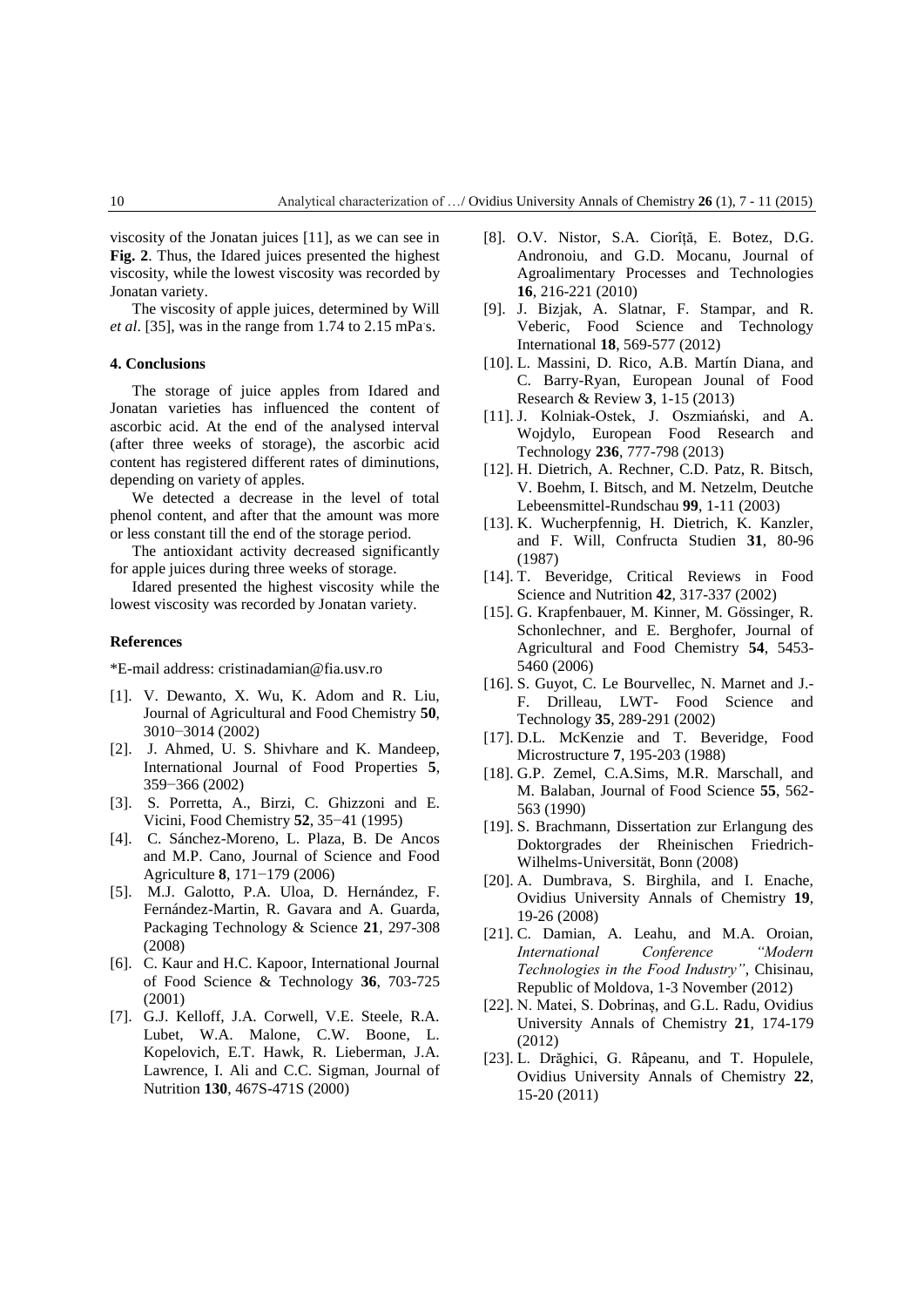viscosity of the Jonatan juices [11], as we can see in **Fig. 2**. Thus, the Idared juices presented the highest viscosity, while the lowest viscosity was recorded by Jonatan variety.

The viscosity of apple juices, determined by Will *et al*. [35], was in the range from 1.74 to 2.15 mPa·s.

#### 4. Conclusions

The storage of juice apples from Idared and Jonatan varieties has influenced the content of ascorbic acid. At the end of the analysed interval (after three weeks of storage), the ascorbic acid content has registered different rates of diminutions, depending on variety of apples.

We detected a decrease in the level of total phenol content, and after that the amount was more or less constant till the end of the storage period.

The antioxidant activity decreased significantly for apple juices during three weeks of storage.

Idared presented the highest viscosity while the lowest viscosity was recorded by Jonatan variety.

#### References

*E-mail address: cristinadamian@fia.usv.ro

- [1]. V. Dewanto, X. Wu, K. Adom and R. Liu, Journal of Agricultural and Food Chemistry **50**, 3010−3014 (2002)
- [2]. J. Ahmed, U. S. Shivhare and K. Mandeep, International Journal of Food Properties **5**, 359−366 (2002)
- [3]. S. Porretta, A., Birzi, C. Ghizzoni and E. Vicini, Food Chemistry **52**, 35−41 (1995)
- [4]. C. Sánchez-Moreno, L. Plaza, B. De Ancos and M.P. Cano, Journal of Science and Food Agriculture **8**, 171−179 (2006)
- [5]. M.J. Galotto, P.A. Uloa, D. Hernández, F. Fernández-Martin, R. Gavara and A. Guarda, Packaging Technology & Science **21**, 297-308 (2008)
- [6]. C. Kaur and H.C. Kapoor, International Journal of Food Science & Technology **36**, 703-725 (2001)
- [7]. G.J. Kelloff, J.A. Corwell, V.E. Steele, R.A. Lubet, W.A. Malone, C.W. Boone, L. Kopelovich, E.T. Hawk, R. Lieberman, J.A. Lawrence, I. Ali and C.C. Sigman, Journal of Nutrition **130**, 467S-471S (2000)
- [8]. O.V. Nistor, S.A. Ciorîţă, E. Botez, D.G. Andronoiu, and G.D. Mocanu, Journal of Agroalimentary Processes and Technologies **16**, 216-221 (2010)
- [9]. J. Bizjak, A. Slatnar, F. Stampar, and R. Veberic, Food Science and Technology International **18**, 569-577 (2012)
- [10]. L. Massini, D. Rico, A.B. Martín Diana, and C. Barry-Ryan, European Jounal of Food Research & Review **3**, 1-15 (2013)
- [11]. J. Kolniak-Ostek, J. Oszmiański, and A. Wojdylo, European Food Research and Technology **236**, 777-798 (2013)
- [12]. H. Dietrich, A. Rechner, C.D. Patz, R. Bitsch, V. Boehm, I. Bitsch, and M. Netzelm, Deutche Lebeensmittel-Rundschau **99**, 1-11 (2003)
- [13]. K. Wucherpfennig, H. Dietrich, K. Kanzler, and F. Will, Confructa Studien **31**, 80-96 (1987)
- [14]. T. Beveridge, Critical Reviews in Food Science and Nutrition **42**, 317-337 (2002)
- [15]. G. Krapfenbauer, M. Kinner, M. Gössinger, R. Schonlechner, and E. Berghofer, Journal of Agricultural and Food Chemistry **54**, 5453-5460 (2006)
- [16]. S. Guyot, C. Le Bourvellec, N. Marnet and J.-F. Drilleau, LWT- Food Science and Technology **35**, 289-291 (2002)
- [17]. D.L. McKenzie and T. Beveridge, Food Microstructure **7**, 195-203 (1988)
- [18]. G.P. Zemel, C.A.Sims, M.R. Marschall, and M. Balaban, Journal of Food Science **55**, 562-563 (1990)
- [19]. S. Brachmann, Dissertation zur Erlangung des Doktorgrades der Rheinischen Friedrich-Wilhelms-Universität, Bonn (2008)
- [20]. A. Dumbrava, S. Birghila, and I. Enache, Ovidius University Annals of Chemistry **19**, 19-26 (2008)
- [21]. C. Damian, A. Leahu, and M.A. Oroian, *International Conference "Modern Technologies in the Food Industry"*, Chisinau, Republic of Moldova, 1-3 November (2012)
- [22]. N. Matei, S. Dobrinaş, and G.L. Radu, Ovidius University Annals of Chemistry **21**, 174-179 (2012)
- [23]. L. Drăghici, G. Râpeanu, and T. Hopulele, Ovidius University Annals of Chemistry **22**, 15-20 (2011)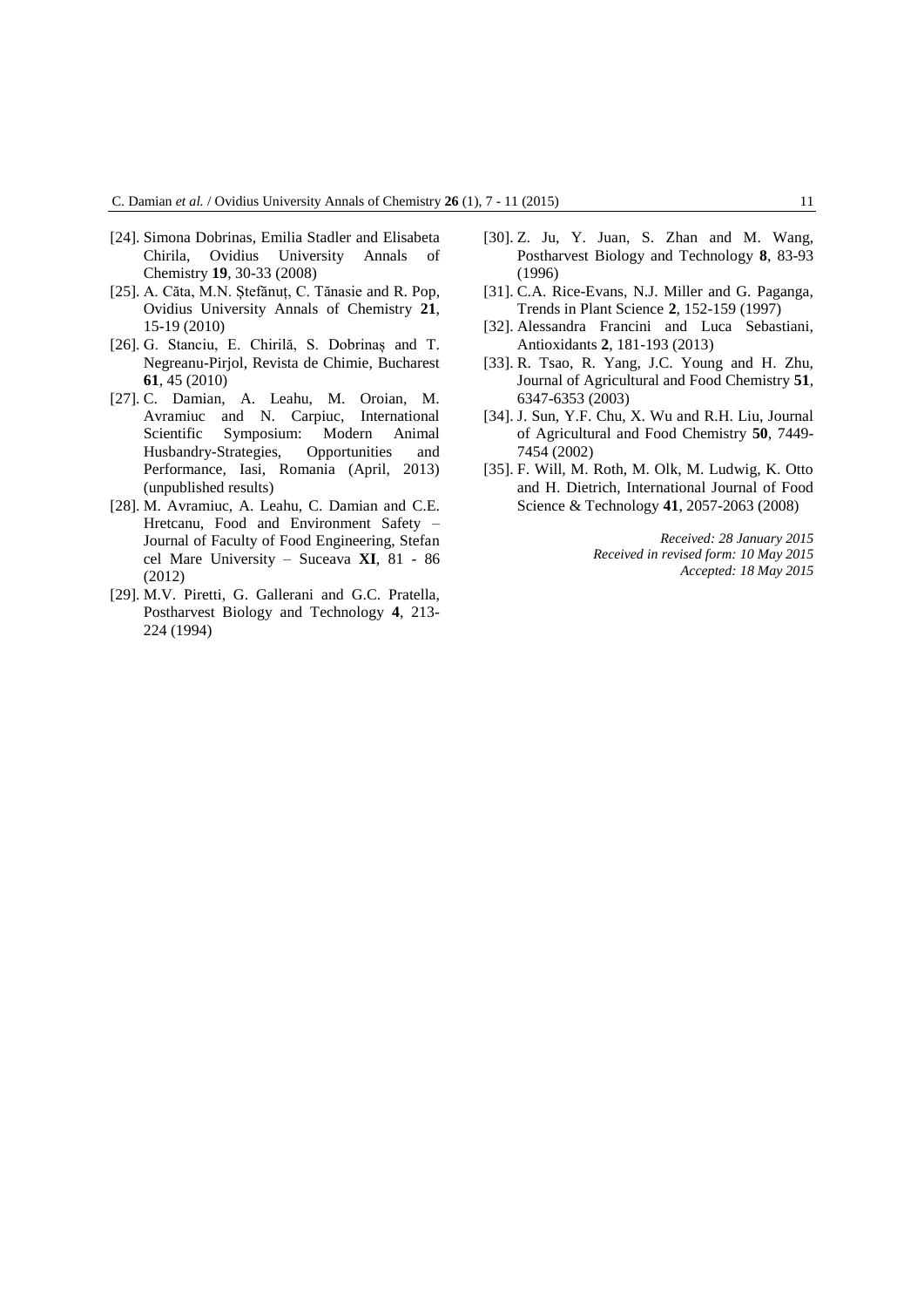[24]. Simona Dobrinas, Emilia Stadler and Elisabeta Chirila, Ovidius University Annals of Chemistry **19**, 30-33 (2008)

[25]. A. Căta, M.N. Ștefănuț, C. Tănasie and R. Pop, Ovidius University Annals of Chemistry **21**, 15-19 (2010)

[26]. G. Stanciu, E. Chirilă, S. Dobrinaș and T. Negreanu-Pirjol, Revista de Chimie, Bucharest **61**, 45 (2010)

[27]. C. Damian, A. Leahu, M. Oroian, M. Avramiuc and N. Carpiuc, International Scientific Symposium: Modern Animal Husbandry-Strategies, Opportunities and Performance, Iasi, Romania (April, 2013) (unpublished results)

[28]. M. Avramiuc, A. Leahu, C. Damian and C.E. Hretcanu, Food and Environment Safety – Journal of Faculty of Food Engineering, Stefan cel Mare University – Suceava **XI**, 81 - 86 (2012)

[29]. M.V. Piretti, G. Gallerani and G.C. Pratella, Postharvest Biology and Technology **4**, 213-224 (1994)

[30]. Z. Ju, Y. Juan, S. Zhan and M. Wang, Postharvest Biology and Technology **8**, 83-93 (1996)

[31]. C.A. Rice-Evans, N.J. Miller and G. Paganga, Trends in Plant Science **2**, 152-159 (1997)

[32]. Alessandra Francini and Luca Sebastiani, Antioxidants **2**, 181-193 (2013)

[33]. R. Tsao, R. Yang, J.C. Young and H. Zhu, Journal of Agricultural and Food Chemistry **51**, 6347-6353 (2003)

[34]. J. Sun, Y.F. Chu, X. Wu and R.H. Liu, Journal of Agricultural and Food Chemistry **50**, 7449-7454 (2002)

[35]. F. Will, M. Roth, M. Olk, M. Ludwig, K. Otto and H. Dietrich, International Journal of Food Science & Technology **41**, 2057-2063 (2008)

*Received: 28 January 2015*
*Received in revised form: 10 May 2015*
*Accepted: 18 May 2015*